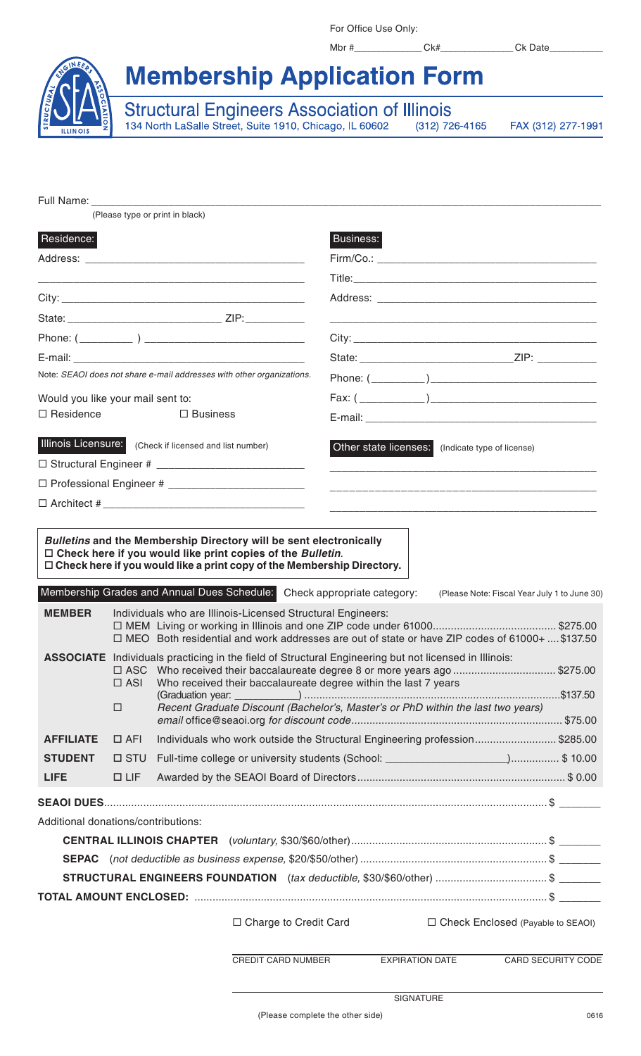For Office Use Only:

Mbr #\_\_\_\_\_\_\_\_\_\_\_\_ Ck#\_\_\_\_\_\_\_\_\_\_\_\_ Ck Date\_\_\_\_\_\_\_\_\_\_

# Membership Application Form

## Structural Engineers Association of Illinois

134 North LaSalle Street, Suite 1910, Chicago, IL 60602 (312) 726-4165 FAX (312) 277-1991

Full Name: \_\_\_\_\_\_\_\_\_\_\_\_\_\_\_\_\_\_\_\_\_\_\_\_\_\_\_\_\_\_\_\_\_\_\_\_\_\_\_\_\_\_\_\_\_\_\_\_

(Please type or print in black)

**Residence:**

Address: \_\_\_\_\_\_\_\_\_\_\_\_\_\_\_\_\_\_\_\_\_\_\_\_\_\_\_\_\_\_\_\_\_\_

\_\_\_\_\_\_\_\_\_\_\_\_\_\_\_\_\_\_\_\_\_\_\_\_\_\_\_\_\_\_\_\_\_\_\_\_\_\_\_\_\_\_

City: \_\_\_\_\_\_\_\_\_\_\_\_\_\_\_\_\_\_\_\_\_\_\_\_\_\_\_\_\_\_\_\_\_\_\_\_\_\_

State: \_\_\_\_\_\_\_\_\_\_\_\_\_\_\_\_\_\_\_\_\_\_ ZIP: \_\_\_\_\_\_\_\_\_\_

Phone: (\_\_\_\_\_\_\_\_\_ ) \_\_\_\_\_\_\_\_\_\_\_\_\_\_\_\_\_\_\_\_\_\_\_\_\_

E-mail: \_\_\_\_\_\_\_\_\_\_\_\_\_\_\_\_\_\_\_\_\_\_\_\_\_\_\_\_\_\_\_\_\_\_\_\_

Note: *SEAOI does not share e-mail addresses with other organizations.*

Would you like your mail sent to:

☐ Residence ☐ Business

**Business:**

Firm/Co.: \_\_\_\_\_\_\_\_\_\_\_\_\_\_\_\_\_\_\_\_\_\_\_\_\_\_\_\_\_\_\_\_\_\_

Title: \_\_\_\_\_\_\_\_\_\_\_\_\_\_\_\_\_\_\_\_\_\_\_\_\_\_\_\_\_\_\_\_\_\_\_\_\_\_

Address: \_\_\_\_\_\_\_\_\_\_\_\_\_\_\_\_\_\_\_\_\_\_\_\_\_\_\_\_\_\_\_\_\_\_

\_\_\_\_\_\_\_\_\_\_\_\_\_\_\_\_\_\_\_\_\_\_\_\_\_\_\_\_\_\_\_\_\_\_\_\_\_\_\_\_\_\_

City: \_\_\_\_\_\_\_\_\_\_\_\_\_\_\_\_\_\_\_\_\_\_\_\_\_\_\_\_\_\_\_\_\_\_\_\_\_\_

State: \_\_\_\_\_\_\_\_\_\_\_\_\_\_\_\_\_\_\_\_\_\_ ZIP: \_\_\_\_\_\_\_\_\_\_

Phone: (\_\_\_\_\_\_\_\_\_) \_\_\_\_\_\_\_\_\_\_\_\_\_\_\_\_\_\_\_\_\_\_\_\_\_

Fax: (\_\_\_\_\_\_\_\_\_\_\_) \_\_\_\_\_\_\_\_\_\_\_\_\_\_\_\_\_\_\_\_\_\_\_\_\_

E-mail: \_\_\_\_\_\_\_\_\_\_\_\_\_\_\_\_\_\_\_\_\_\_\_\_\_\_\_\_\_\_\_\_\_\_\_\_

**Illinois Licensure:** (Check if licensed and list number)

☐ Structural Engineer # \_\_\_\_\_\_\_\_\_\_\_\_\_\_\_\_\_\_\_\_\_\_

☐ Professional Engineer # \_\_\_\_\_\_\_\_\_\_\_\_\_\_\_\_\_\_\_\_

☐ Architect # \_\_\_\_\_\_\_\_\_\_\_\_\_\_\_\_\_\_\_\_\_\_\_\_\_\_\_\_\_\_

**Other state licenses:** (Indicate type of license)

\_\_\_\_\_\_\_\_\_\_\_\_\_\_\_\_\_\_\_\_\_\_\_\_\_\_\_\_\_\_\_\_\_\_\_\_\_\_\_\_\_\_

\_\_\_\_\_\_\_\_\_\_\_\_\_\_\_\_\_\_\_\_\_\_\_\_\_\_\_\_\_\_\_\_\_\_\_\_\_\_\_\_\_\_

\_\_\_\_\_\_\_\_\_\_\_\_\_\_\_\_\_\_\_\_\_\_\_\_\_\_\_\_\_\_\_\_\_\_\_\_\_\_\_\_\_\_

***Bulletins*** **and the Membership Directory will be sent electronically**
**☐ Check here if you would like print copies of the *Bulletin*.**
**☐ Check here if you would like a print copy of the Membership Directory.**

**Membership Grades and Annual Dues Schedule:** Check appropriate category: (Please Note: Fiscal Year July 1 to June 30)

| | | | |
|---|---|---|---|
| **MEMBER** | | Individuals who are Illinois-Licensed Structural Engineers: | |
| | ☐ MEM | Living or working in Illinois and one ZIP code under 61000 | $275.00 |
| | ☐ MEO | Both residential and work addresses are out of state or have ZIP codes of 61000+ | $137.50 |
| **ASSOCIATE** | | Individuals practicing in the field of Structural Engineering but not licensed in Illinois: | |
| | ☐ ASC | Who received their baccalaureate degree 8 or more years ago | $275.00 |
| | ☐ ASI | Who received their baccalaureate degree within the last 7 years (Graduation year: \_\_\_\_\_\_\_\_\_\_\_) | $137.50 |
| | ☐ | *Recent Graduate Discount (Bachelor's, Master's or PhD within the last two years) email office@seaoi.org for discount code* | $ 75.00 |
| **AFFILIATE** | ☐ AFI | Individuals who work outside the Structural Engineering profession | $285.00 |
| **STUDENT** | ☐ STU | Full-time college or university students (School: \_\_\_\_\_\_\_\_\_\_\_\_\_\_\_\_\_\_\_\_) | $ 10.00 |
| **LIFE** | ☐ LIF | Awarded by the SEAOI Board of Directors | $ 0.00 |

**SEAOI DUES** .................................................... $ \_\_\_\_\_\_\_

Additional donations/contributions:

**CENTRAL ILLINOIS CHAPTER** (*voluntary,* $30/$60/other) .................... $ \_\_\_\_\_\_\_

**SEPAC** (*not deductible as business expense,* $20/$50/other) .................... $ \_\_\_\_\_\_\_

**STRUCTURAL ENGINEERS FOUNDATION** (*tax deductible,* $30/$60/other) .................... $ \_\_\_\_\_\_\_

**TOTAL AMOUNT ENCLOSED:** .................................................... $ \_\_\_\_\_\_\_

☐ Charge to Credit Card ☐ Check Enclosed (Payable to SEAOI)

\_\_\_\_\_\_\_\_\_\_\_\_\_\_\_\_\_\_\_\_\_\_\_\_\_\_\_\_\_\_\_\_\_\_\_\_\_\_\_\_\_\_

CREDIT CARD NUMBER EXPIRATION DATE CARD SECURITY CODE

\_\_\_\_\_\_\_\_\_\_\_\_\_\_\_\_\_\_\_\_\_\_\_\_\_\_\_\_\_\_\_\_\_\_\_\_\_\_\_\_\_\_

SIGNATURE

(Please complete the other side)

0616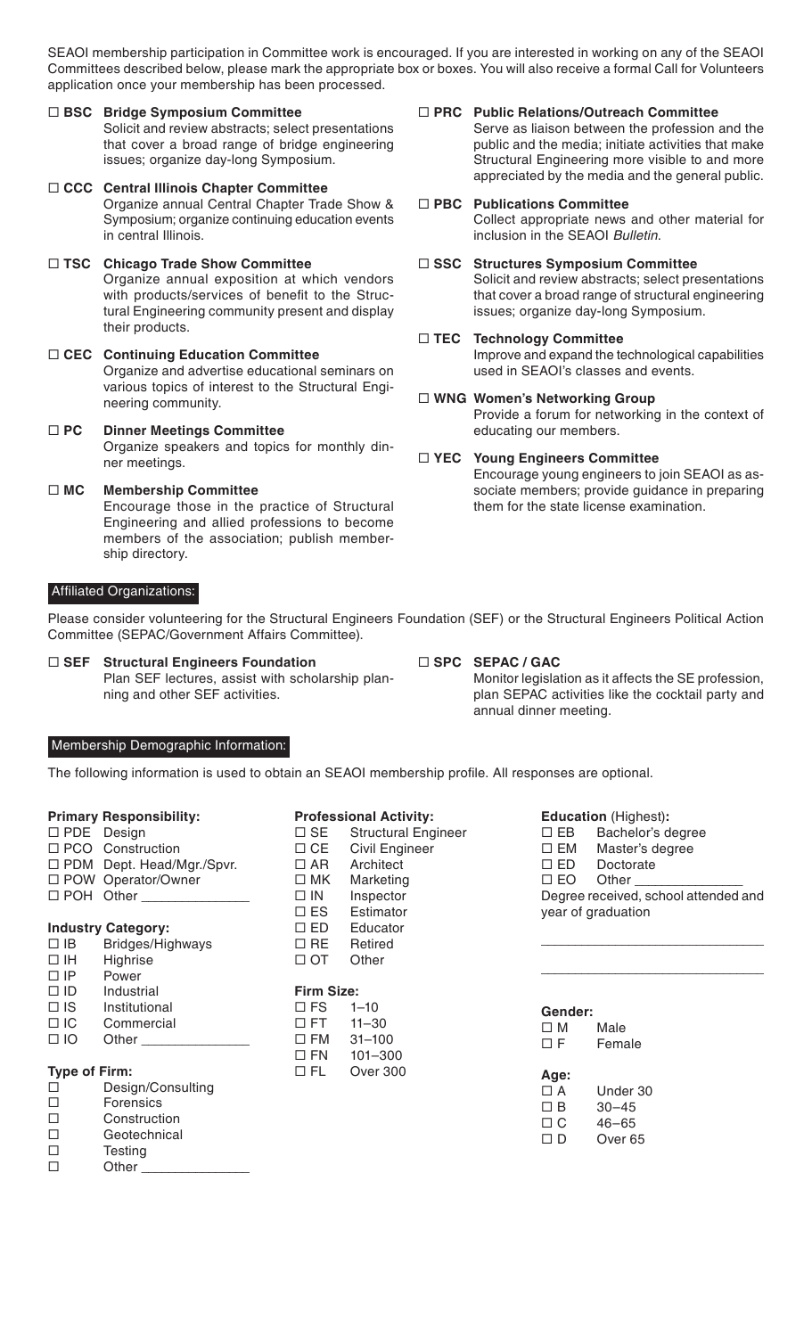SEAOI membership participation in Committee work is encouraged. If you are interested in working on any of the SEAOI Committees described below, please mark the appropriate box or boxes. You will also receive a formal Call for Volunteers application once your membership has been processed.

☐ **BSC Bridge Symposium Committee**
Solicit and review abstracts; select presentations that cover a broad range of bridge engineering issues; organize day-long Symposium.

☐ **CCC Central Illinois Chapter Committee**
Organize annual Central Chapter Trade Show & Symposium; organize continuing education events in central Illinois.

☐ **TSC Chicago Trade Show Committee**
Organize annual exposition at which vendors with products/services of benefit to the Structural Engineering community present and display their products.

☐ **CEC Continuing Education Committee**
Organize and advertise educational seminars on various topics of interest to the Structural Engineering community.

☐ **PC Dinner Meetings Committee**
Organize speakers and topics for monthly dinner meetings.

☐ **MC Membership Committee**
Encourage those in the practice of Structural Engineering and allied professions to become members of the association; publish membership directory.

☐ **PRC Public Relations/Outreach Committee**
Serve as liaison between the profession and the public and the media; initiate activities that make Structural Engineering more visible to and more appreciated by the media and the general public.

☐ **PBC Publications Committee**
Collect appropriate news and other material for inclusion in the SEAOI *Bulletin*.

☐ **SSC Structures Symposium Committee**
Solicit and review abstracts; select presentations that cover a broad range of structural engineering issues; organize day-long Symposium.

☐ **TEC Technology Committee**
Improve and expand the technological capabilities used in SEAOI's classes and events.

☐ **WNG Women's Networking Group**
Provide a forum for networking in the context of educating our members.

☐ **YEC Young Engineers Committee**
Encourage young engineers to join SEAOI as associate members; provide guidance in preparing them for the state license examination.

## Affiliated Organizations:

Please consider volunteering for the Structural Engineers Foundation (SEF) or the Structural Engineers Political Action Committee (SEPAC/Government Affairs Committee).

☐ **SEF Structural Engineers Foundation**
Plan SEF lectures, assist with scholarship planning and other SEF activities.

☐ **SPC SEPAC / GAC**
Monitor legislation as it affects the SE profession, plan SEPAC activities like the cocktail party and annual dinner meeting.

## Membership Demographic Information:

The following information is used to obtain an SEAOI membership profile. All responses are optional.

**Primary Responsibility:**
- ☐ PDE Design
- ☐ PCO Construction
- ☐ PDM Dept. Head/Mgr./Spvr.
- ☐ POW Operator/Owner
- ☐ POH Other ______________

**Industry Category:**
- ☐ IB Bridges/Highways
- ☐ IH Highrise
- ☐ IP Power
- ☐ ID Industrial
- ☐ IS Institutional
- ☐ IC Commercial
- ☐ IO Other ______________

**Type of Firm:**
- ☐ Design/Consulting
- ☐ Forensics
- ☐ Construction
- ☐ Geotechnical
- ☐ Testing
- ☐ Other ______________

**Professional Activity:**
- ☐ SE Structural Engineer
- ☐ CE Civil Engineer
- ☐ AR Architect
- ☐ MK Marketing
- ☐ IN Inspector
- ☐ ES Estimator
- ☐ ED Educator
- ☐ RE Retired
- ☐ OT Other

**Firm Size:**
- ☐ FS 1–10
- ☐ FT 11–30
- ☐ FM 31–100
- ☐ FN 101–300
- ☐ FL Over 300

**Education** (Highest)**:**
- ☐ EB Bachelor's degree
- ☐ EM Master's degree
- ☐ ED Doctorate
- ☐ EO Other ______________

Degree received, school attended and year of graduation

______________________________

______________________________

**Gender:**
- ☐ M Male
- ☐ F Female

**Age:**
- ☐ A Under 30
- ☐ B 30–45
- ☐ C 46–65
- ☐ D Over 65